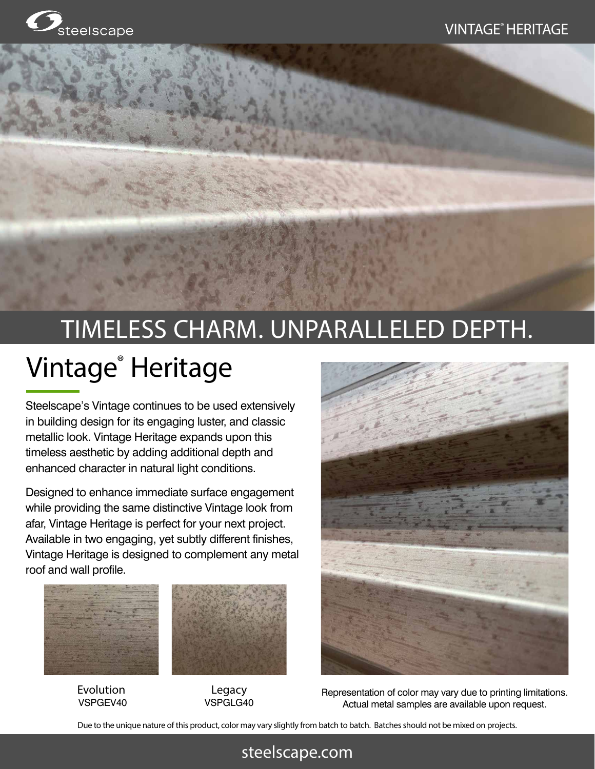# TIMELESS CHARM. UNPARALLELED DEPTH.

## Vintage® Heritage

Steelscape's Vintage continues to be used extensively in building design for its engaging luster, and classic metallic look. Vintage Heritage expands upon this timeless aesthetic by adding additional depth and enhanced character in natural light conditions.

Designed to enhance immediate surface engagement while providing the same distinctive Vintage look from afar, Vintage Heritage is perfect for your next project. Available in two engaging, yet subtly different finishes, Vintage Heritage is designed to complement any metal roof and wall profile.

Evolution
VSPGEV40

Legacy
VSPGLG40

Representation of color may vary due to printing limitations. Actual metal samples are available upon request.

Due to the unique nature of this product, color may vary slightly from batch to batch. Batches should not be mixed on projects.

steelscape.com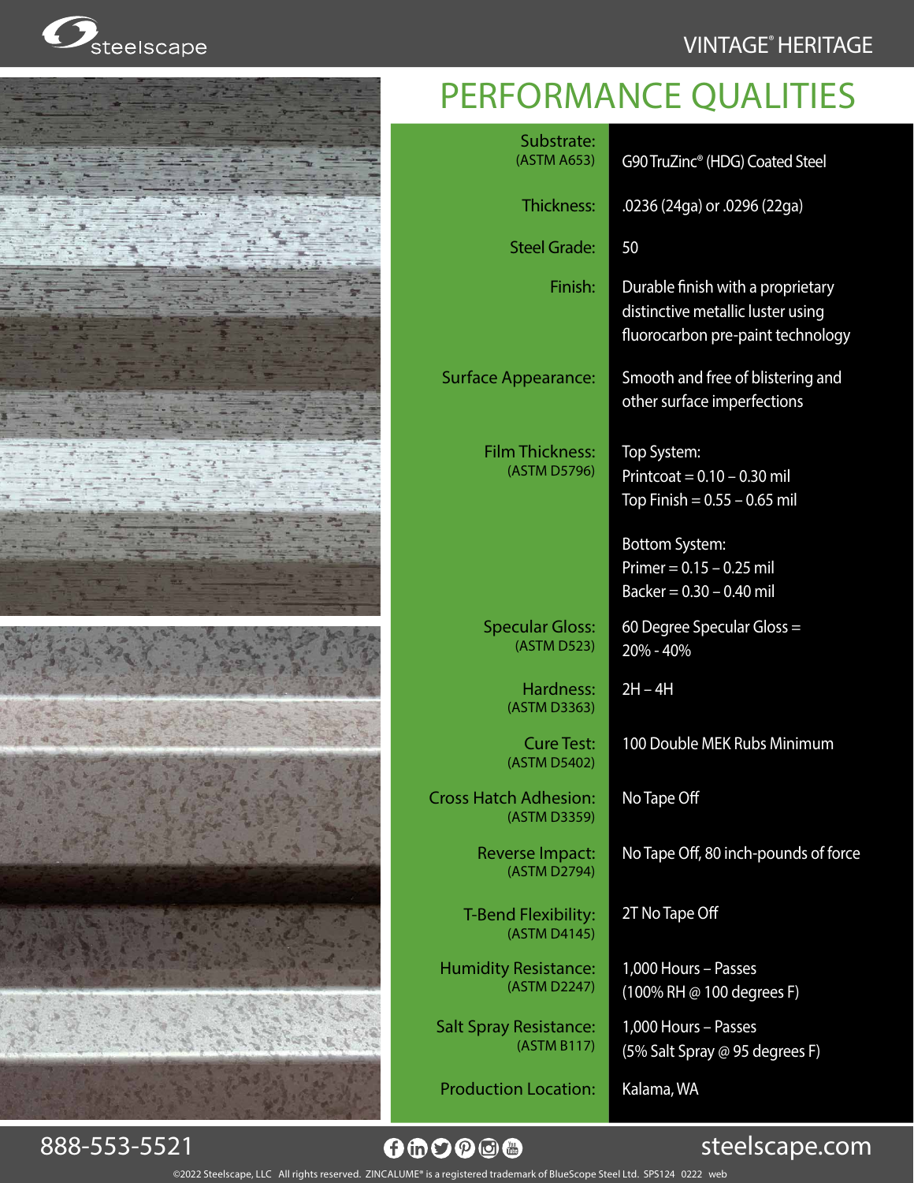# PERFORMANCE QUALITIES

| | |
|---|---|
| Substrate: (ASTM A653) | G90 TruZinc® (HDG) Coated Steel |
| Thickness: | .0236 (24ga) or .0296 (22ga) |
| Steel Grade: | 50 |
| Finish: | Durable finish with a proprietary distinctive metallic luster using fluorocarbon pre-paint technology |
| Surface Appearance: | Smooth and free of blistering and other surface imperfections |
| Film Thickness: (ASTM D5796) | Top System: Printcoat = 0.10 – 0.30 mil Top Finish = 0.55 – 0.65 mil<br>Bottom System: Primer = 0.15 – 0.25 mil Backer = 0.30 – 0.40 mil |
| Specular Gloss: (ASTM D523) | 60 Degree Specular Gloss = 20% - 40% |
| Hardness: (ASTM D3363) | 2H – 4H |
| Cure Test: (ASTM D5402) | 100 Double MEK Rubs Minimum |
| Cross Hatch Adhesion: (ASTM D3359) | No Tape Off |
| Reverse Impact: (ASTM D2794) | No Tape Off, 80 inch-pounds of force |
| T-Bend Flexibility: (ASTM D4145) | 2T No Tape Off |
| Humidity Resistance: (ASTM D2247) | 1,000 Hours – Passes (100% RH @ 100 degrees F) |
| Salt Spray Resistance: (ASTM B117) | 1,000 Hours – Passes (5% Salt Spray @ 95 degrees F) |
| Production Location: | Kalama, WA |

888-553-5521

steelscape.com

©2022 Steelscape, LLC All rights reserved. ZINCALUME® is a registered trademark of BlueScope Steel Ltd. SPS124 0222 web